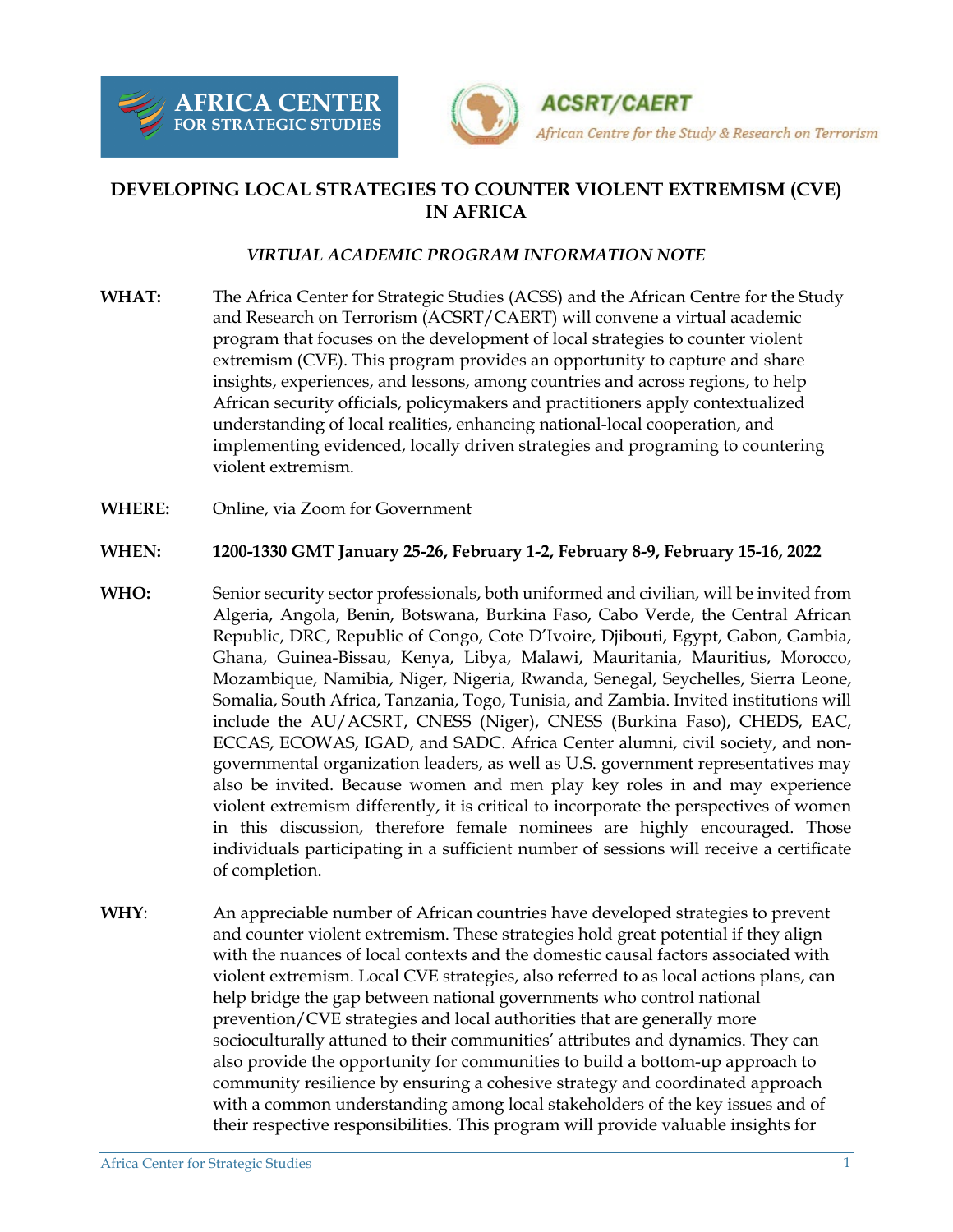AFRICA CENTER FOR STRATEGIC STUDIES

ACSRT/CAERT

*African Centre for the Study & Research on Terrorism*

# DEVELOPING LOCAL STRATEGIES TO COUNTER VIOLENT EXTREMISM (CVE) IN AFRICA

*VIRTUAL ACADEMIC PROGRAM INFORMATION NOTE*

**WHAT:** The Africa Center for Strategic Studies (ACSS) and the African Centre for the Study and Research on Terrorism (ACSRT/CAERT) will convene a virtual academic program that focuses on the development of local strategies to counter violent extremism (CVE). This program provides an opportunity to capture and share insights, experiences, and lessons, among countries and across regions, to help African security officials, policymakers and practitioners apply contextualized understanding of local realities, enhancing national-local cooperation, and implementing evidenced, locally driven strategies and programing to countering violent extremism.

**WHERE:** Online, via Zoom for Government

**WHEN:** **1200-1330 GMT January 25-26, February 1-2, February 8-9, February 15-16, 2022**

**WHO:** Senior security sector professionals, both uniformed and civilian, will be invited from Algeria, Angola, Benin, Botswana, Burkina Faso, Cabo Verde, the Central African Republic, DRC, Republic of Congo, Cote D'Ivoire, Djibouti, Egypt, Gabon, Gambia, Ghana, Guinea-Bissau, Kenya, Libya, Malawi, Mauritania, Mauritius, Morocco, Mozambique, Namibia, Niger, Nigeria, Rwanda, Senegal, Seychelles, Sierra Leone, Somalia, South Africa, Tanzania, Togo, Tunisia, and Zambia. Invited institutions will include the AU/ACSRT, CNESS (Niger), CNESS (Burkina Faso), CHEDS, EAC, ECCAS, ECOWAS, IGAD, and SADC. Africa Center alumni, civil society, and non-governmental organization leaders, as well as U.S. government representatives may also be invited. Because women and men play key roles in and may experience violent extremism differently, it is critical to incorporate the perspectives of women in this discussion, therefore female nominees are highly encouraged. Those individuals participating in a sufficient number of sessions will receive a certificate of completion.

**WHY**: An appreciable number of African countries have developed strategies to prevent and counter violent extremism. These strategies hold great potential if they align with the nuances of local contexts and the domestic causal factors associated with violent extremism. Local CVE strategies, also referred to as local actions plans, can help bridge the gap between national governments who control national prevention/CVE strategies and local authorities that are generally more socioculturally attuned to their communities' attributes and dynamics. They can also provide the opportunity for communities to build a bottom-up approach to community resilience by ensuring a cohesive strategy and coordinated approach with a common understanding among local stakeholders of the key issues and of their respective responsibilities. This program will provide valuable insights for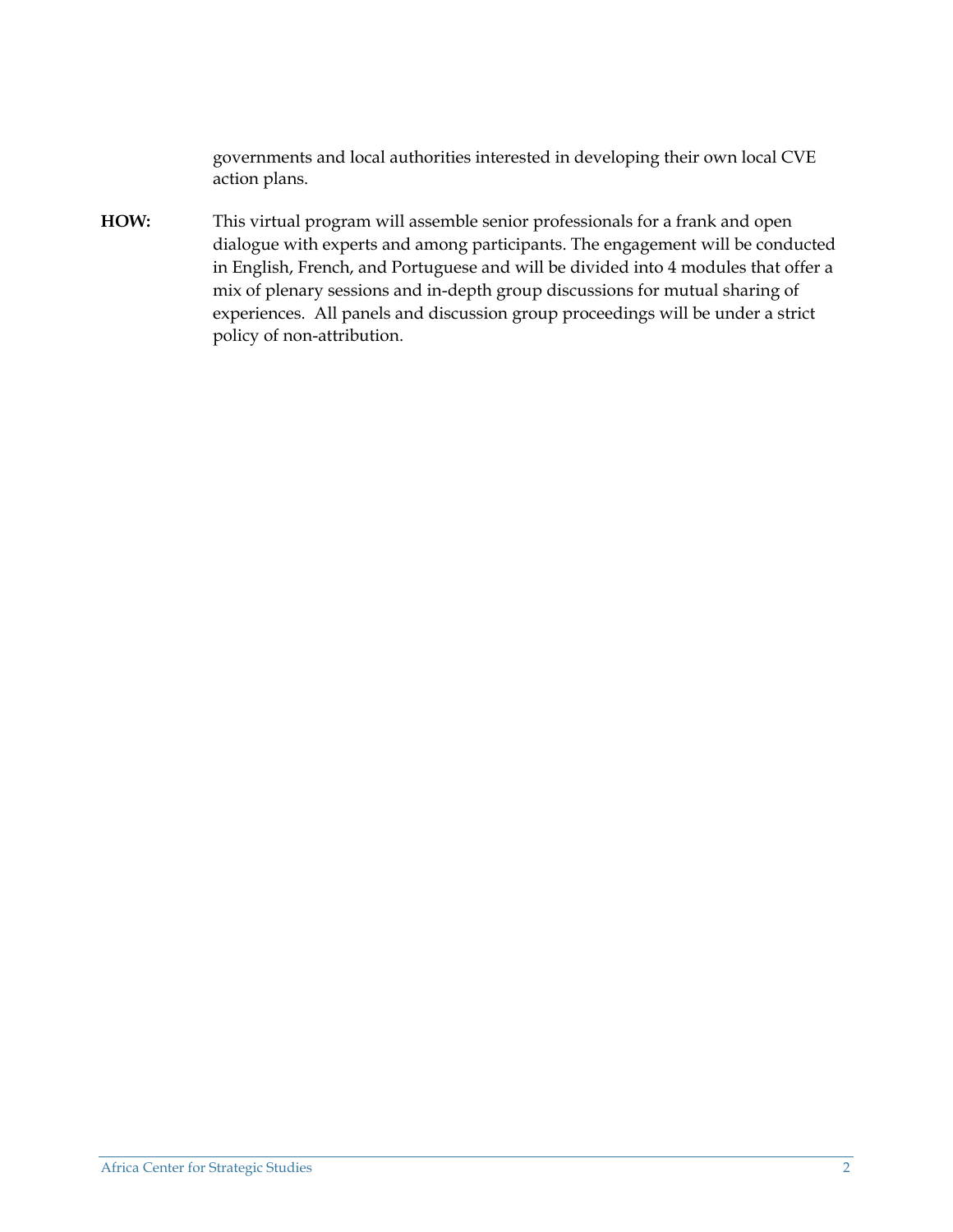governments and local authorities interested in developing their own local CVE action plans.

**HOW:** This virtual program will assemble senior professionals for a frank and open dialogue with experts and among participants. The engagement will be conducted in English, French, and Portuguese and will be divided into 4 modules that offer a mix of plenary sessions and in-depth group discussions for mutual sharing of experiences. All panels and discussion group proceedings will be under a strict policy of non-attribution.